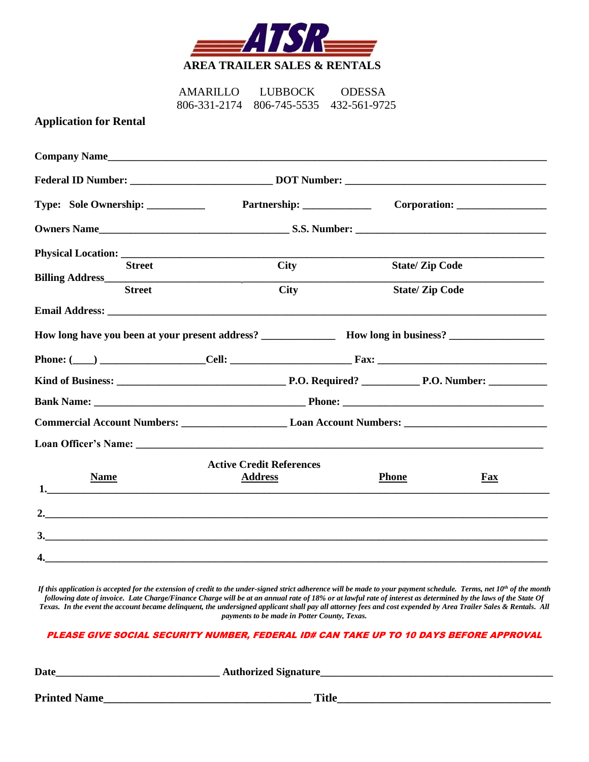# ATSR

**AREA TRAILER SALES & RENTALS**

| AMARILLO | LUBBOCK | ODESSA |
|---|---|---|
| 806-331-2174 | 806-745-5535 | 432-561-9725 |

## Application for Rental

**Company Name**_______________________________________________

**Federal ID Number:** ______________________ **DOT Number:** ______________________

**Type: Sole Ownership:** __________ **Partnership:** ____________ **Corporation:** ______________

**Owners Name**______________________________ **S.S. Number:** ______________________________

**Physical Location:** _______________________________________________
**Street** **City** **State/ Zip Code**

**Billing Address**_______________________________________________
**Street** **City** **State/ Zip Code**

**Email Address:** _______________________________________________

**How long have you been at your present address?** ____________ **How long in business?** ______________

**Phone: (___)** ________________ **Cell:** ____________________ **Fax:** ___________________________

**Kind of Business:** ____________________________ **P.O. Required?** __________ **P.O. Number:** __________

**Bank Name:** ___________________________________ **Phone:** ___________________________________

**Commercial Account Numbers:** __________________ **Loan Account Numbers:** _______________________

**Loan Officer's Name:** _______________________________________________

**Active Credit References**

| **Name** | **Address** | **Phone** | **Fax** |
|---|---|---|---|
| 1. | | | |
| 2. | | | |
| 3. | | | |
| 4. | | | |

*If this application is accepted for the extension of credit to the under-signed strict adherence will be made to your payment schedule. Terms, net 10th of the month following date of invoice. Late Charge/Finance Charge will be at an annual rate of 18% or at lawful rate of interest as determined by the laws of the State Of Texas. In the event the account became delinquent, the undersigned applicant shall pay all attorney fees and cost expended by Area Trailer Sales & Rentals. All payments to be made in Potter County, Texas.*

***PLEASE GIVE SOCIAL SECURITY NUMBER, FEDERAL ID# CAN TAKE UP TO 10 DAYS BEFORE APPROVAL***

**Date**__________________________ **Authorized Signature**____________________________________

**Printed Name**________________________________ **Title**________________________________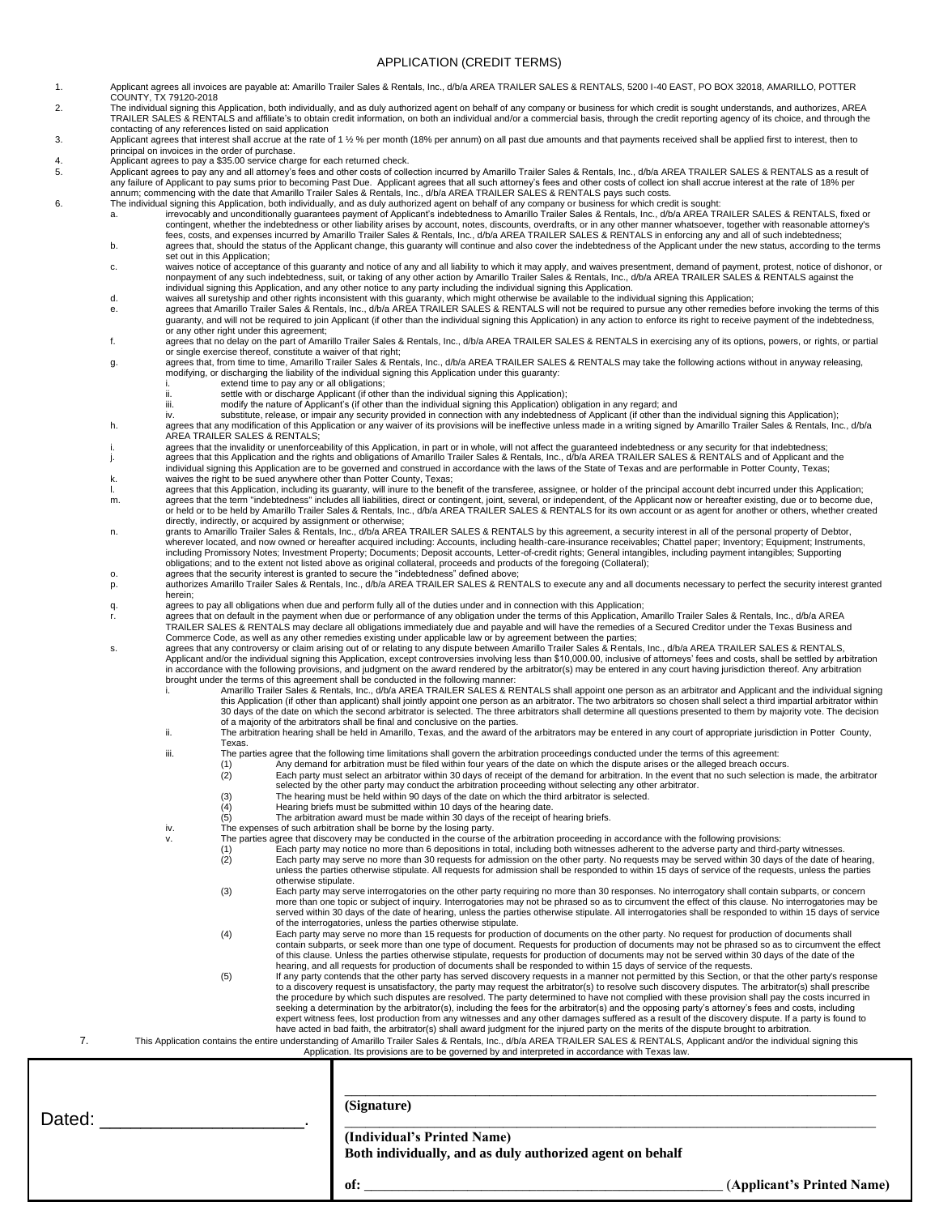# APPLICATION (CREDIT TERMS)

1. Applicant agrees all invoices are payable at: Amarillo Trailer Sales & Rentals, Inc., d/b/a AREA TRAILER SALES & RENTALS, 5200 I-40 EAST, PO BOX 32018, AMARILLO, POTTER COUNTY, TX 79120-2018
2. The individual signing this Application, both individually, and as duly authorized agent on behalf of any company or business for which credit is sought understands, and authorizes, AREA TRAILER SALES & RENTALS and affiliate's to obtain credit information, on both an individual and/or a commercial basis, through the credit reporting agency of its choice, and through the contacting of any references listed on said application
3. Applicant agrees that interest shall accrue at the rate of 1 ½ % per month (18% per annum) on all past due amounts and that payments received shall be applied first to interest, then to principal on invoices in the order of purchase.
4. Applicant agrees to pay a $35.00 service charge for each returned check.
5. Applicant agrees to pay any and all attorney's fees and other costs of collection incurred by Amarillo Trailer Sales & Rentals, Inc., d/b/a AREA TRAILER SALES & RENTALS as a result of any failure of Applicant to pay sums prior to becoming Past Due. Applicant agrees that all such attorney's fees and other costs of collect ion shall accrue interest at the rate of 18% per annum; commencing with the date that Amarillo Trailer Sales & Rentals, Inc., d/b/a AREA TRAILER SALES & RENTALS pays such costs.
6. The individual signing this Application, both individually, and as duly authorized agent on behalf of any company or business for which credit is sought:
   a. irrevocably and unconditionally guarantees payment of Applicant's indebtedness to Amarillo Trailer Sales & Rentals, Inc., d/b/a AREA TRAILER SALES & RENTALS, fixed or contingent, whether the indebtedness or other liability arises by account, notes, discounts, overdrafts, or in any other manner whatsoever, together with reasonable attorney's fees, costs, and expenses incurred by Amarillo Trailer Sales & Rentals, Inc., d/b/a AREA TRAILER SALES & RENTALS in enforcing any and all of such indebtedness;
   b. agrees that, should the status of the Applicant change, this guaranty will continue and also cover the indebtedness of the Applicant under the new status, according to the terms set out in this Application;
   c. waives notice of acceptance of this guaranty and notice of any and all liability to which it may apply, and waives presentment, demand of payment, protest, notice of dishonor, or nonpayment of any such indebtedness, suit, or taking of any other action by Amarillo Trailer Sales & Rentals, Inc., d/b/a AREA TRAILER SALES & RENTALS against the individual signing this Application, and any other notice to any party including the individual signing this Application.
   d. waives all suretyship and other rights inconsistent with this guaranty, which might otherwise be available to the individual signing this Application;
   e. agrees that Amarillo Trailer Sales & Rentals, Inc., d/b/a AREA TRAILER SALES & RENTALS will not be required to pursue any other remedies before invoking the terms of this guaranty, and will not be required to join Applicant (if other than the individual signing this Application) in any action to enforce its right to receive payment of the indebtedness, or any other right under this agreement;
   f. agrees that no delay on the part of Amarillo Trailer Sales & Rentals, Inc., d/b/a AREA TRAILER SALES & RENTALS in exercising any of its options, powers, or rights, or partial or single exercise thereof, constitute a waiver of that right;
   g. agrees that, from time to time, Amarillo Trailer Sales & Rentals, Inc., d/b/a AREA TRAILER SALES & RENTALS may take the following actions without in anyway releasing, modifying, or discharging the liability of the individual signing this Application under this guaranty:
      i. extend time to pay any or all obligations;
      ii. settle with or discharge Applicant (if other than the individual signing this Application);
      iii. modify the nature of Applicant's (if other than the individual signing this Application) obligation in any regard; and
      iv. substitute, release, or impair any security provided in connection with any indebtedness of Applicant (if other than the individual signing this Application);
   h. agrees that any modification of this Application or any waiver of its provisions will be ineffective unless made in a writing signed by Amarillo Trailer Sales & Rentals, Inc., d/b/a AREA TRAILER SALES & RENTALS;
   i. agrees that the invalidity or unenforceability of this Application, in part or in whole, will not affect the guaranteed indebtedness or any security for that indebtedness;
   j. agrees that this Application and the rights and obligations of Amarillo Trailer Sales & Rentals, Inc., d/b/a AREA TRAILER SALES & RENTALS and of Applicant and the individual signing this Application are to be governed and construed in accordance with the laws of the State of Texas and are performable in Potter County, Texas;
   k. waives the right to be sued anywhere other than Potter County, Texas;
   l. agrees that this Application, including its guaranty, will inure to the benefit of the transferee, assignee, or holder of the principal account debt incurred under this Application;
   m. agrees that the term "indebtedness" includes all liabilities, direct or contingent, joint, several, or independent, of the Applicant now or hereafter existing, due or to become due, or held or to be held by Amarillo Trailer Sales & Rentals, Inc., d/b/a AREA TRAILER SALES & RENTALS for its own account or as agent for another or others, whether created directly, indirectly, or acquired by assignment or otherwise;
   n. grants to Amarillo Trailer Sales & Rentals, Inc., d/b/a AREA TRAILER SALES & RENTALS by this agreement, a security interest in all of the personal property of Debtor, wherever located, and now owned or hereafter acquired including: Accounts, including health-care-insurance receivables; Chattel paper; Inventory; Equipment; Instruments, including Promissory Notes; Investment Property; Documents; Deposit accounts, Letter-of-credit rights; General intangibles, including payment intangibles; Supporting obligations; and to the extent not listed above as original collateral, proceeds and products of the foregoing (Collateral);
   o. agrees that the security interest is granted to secure the "indebtedness" defined above;
   p. authorizes Amarillo Trailer Sales & Rentals, Inc., d/b/a AREA TRAILER SALES & RENTALS to execute any and all documents necessary to perfect the security interest granted herein;
   q. agrees to pay all obligations when due and perform fully all of the duties under and in connection with this Application;
   r. agrees that on default in the payment when due or performance of any obligation under the terms of this Application, Amarillo Trailer Sales & Rentals, Inc., d/b/a AREA TRAILER SALES & RENTALS may declare all obligations immediately due and payable and will have the remedies of a Secured Creditor under the Texas Business and Commerce Code, as well as any other remedies existing under applicable law or by agreement between the parties;
   s. agrees that any controversy or claim arising out of or relating to any dispute between Amarillo Trailer Sales & Rentals, Inc., d/b/a AREA TRAILER SALES & RENTALS, Applicant and/or the individual signing this Application, except controversies involving less than $10,000.00, inclusive of attorneys' fees and costs, shall be settled by arbitration in accordance with the following provisions, and judgment on the award rendered by the arbitrator(s) may be entered in any court having jurisdiction thereof. Any arbitration brought under the terms of this agreement shall be conducted in the following manner:
      i. Amarillo Trailer Sales & Rentals, Inc., d/b/a AREA TRAILER SALES & RENTALS shall appoint one person as an arbitrator and Applicant and the individual signing this Application (if other than applicant) shall jointly appoint one person as an arbitrator. The two arbitrators so chosen shall select a third impartial arbitrator within 30 days of the date on which the second arbitrator is selected. The three arbitrators shall determine all questions presented to them by majority vote. The decision of a majority of the arbitrators shall be final and conclusive on the parties.
      ii. The arbitration hearing shall be held in Amarillo, Texas, and the award of the arbitrators may be entered in any court of appropriate jurisdiction in Potter County, Texas.
      iii. The parties agree that the following time limitations shall govern the arbitration proceedings conducted under the terms of this agreement:
         (1) Any demand for arbitration must be filed within four years of the date on which the dispute arises or the alleged breach occurs.
         (2) Each party must select an arbitrator within 30 days of receipt of the demand for arbitration. In the event that no such selection is made, the arbitrator selected by the other party may conduct the arbitration proceeding without selecting any other arbitrator.
         (3) The hearing must be held within 90 days of the date on which the third arbitrator is selected.
         (4) Hearing briefs must be submitted within 10 days of the hearing date.
         (5) The arbitration award must be made within 30 days of the receipt of hearing briefs.
      iv. The expenses of such arbitration shall be borne by the losing party.
      v. The parties agree that discovery may be conducted in the course of the arbitration proceeding in accordance with the following provisions:
         (1) Each party may notice no more than 6 depositions in total, including both witnesses adherent to the adverse party and third-party witnesses.
         (2) Each party may serve no more than 30 requests for admission on the other party. No requests may be served within 30 days of the date of hearing, unless the parties otherwise stipulate. All requests for admission shall be responded to within 15 days of service of the requests, unless the parties otherwise stipulate.
         (3) Each party may serve interrogatories on the other party requiring no more than 30 responses. No interrogatory shall contain subparts, or concern more than one topic or subject of inquiry. Interrogatories may not be phrased so as to circumvent the effect of this clause. No interrogatories may be served within 30 days of the date of hearing, unless the parties otherwise stipulate. All interrogatories shall be responded to within 15 days of service of the interrogatories, unless the parties otherwise stipulate.
         (4) Each party may serve no more than 15 requests for production of documents on the other party. No request for production of documents shall contain subparts, or seek more than one type of document. Requests for production of documents may not be phrased so as to circumvent the effect of this clause. Unless the parties otherwise stipulate, requests for production of documents may not be served within 30 days of the date of the hearing, and all requests for production of documents shall be responded to within 15 days of service of the requests.
         (5) If any party contends that the other party has served discovery requests in a manner not permitted by this Section, or that the other party's response to a discovery request is unsatisfactory, the party may request the arbitrator(s) to resolve such discovery disputes. The arbitrator(s) shall prescribe the procedure by which such disputes are resolved. The party determined to have not complied with these provisions shall pay the costs incurred in seeking a determination by the arbitrator(s), including the fees for the arbitrator(s) and the opposing party's attorney's fees and costs, including expert witness fees, lost production from any witnesses and any other damages suffered as a result of the discovery dispute. If a party is found to have acted in bad faith, the arbitrator(s) shall award judgment for the injured party on the merits of the dispute brought to arbitration.
7. This Application contains the entire understanding of Amarillo Trailer Sales & Rentals, Inc., d/b/a AREA TRAILER SALES & RENTALS, Applicant and/or the individual signing this Application. Its provisions are to be governed by and interpreted in accordance with Texas law.

| | |
|---|---|
| Dated: ______________________. | ______________________________<br>**(Signature)**<br>______________________________<br>**(Individual's Printed Name)**<br>**Both individually, and as duly authorized agent on behalf**<br><br>**of:** ______________________________ **(Applicant's Printed Name)** |